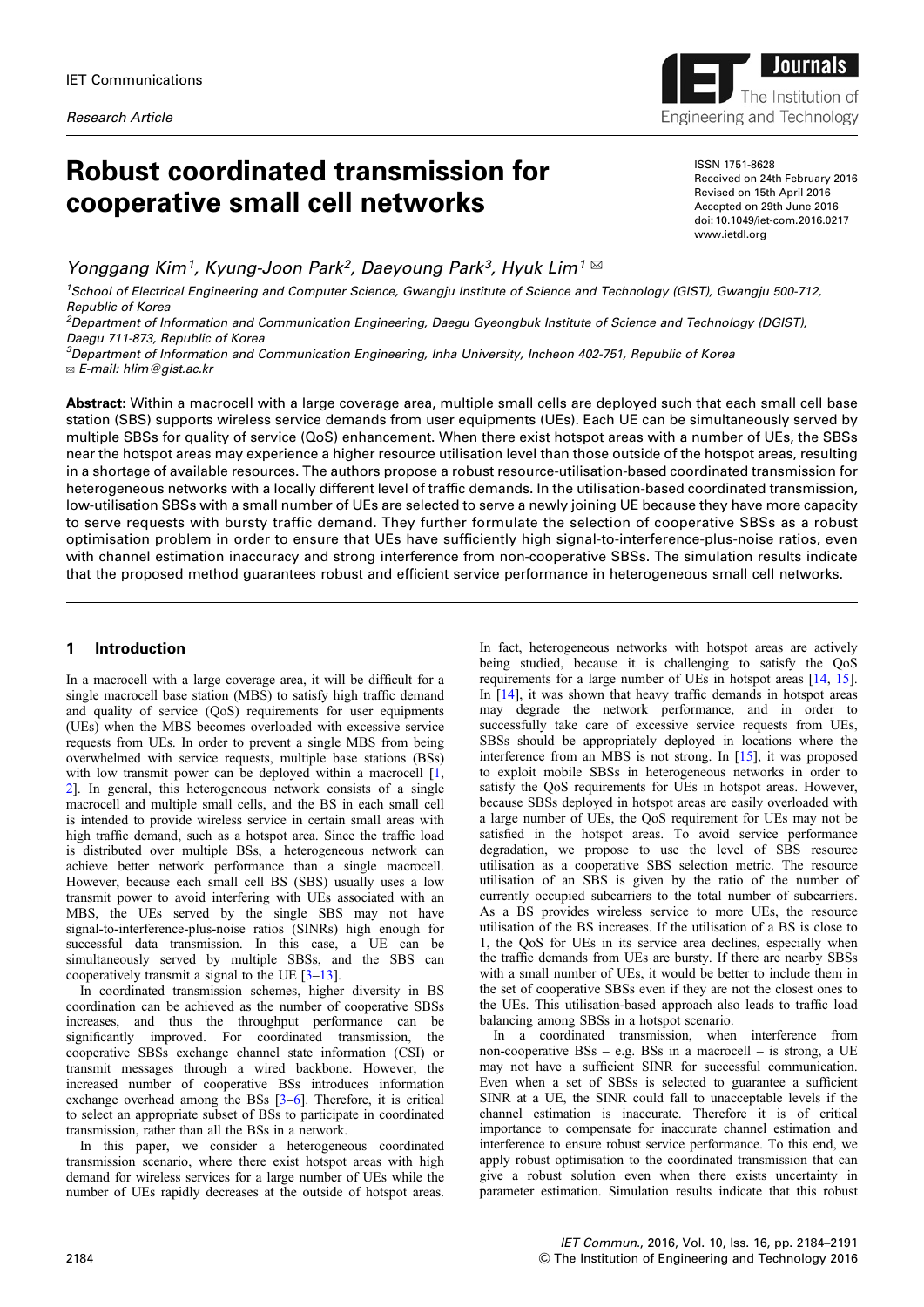IET Communications

*Research Article*

# Robust coordinated transmission for cooperative small cell networks

ISSN 1751-8628
Received on 24th February 2016
Revised on 15th April 2016
Accepted on 29th June 2016
doi: 10.1049/iet-com.2016.0217
www.ietdl.org

*Yonggang Kim*[1], *Kyung-Joon Park*[2], *Daeyoung Park*[3], *Hyuk Lim*[1] ✉

[1]*School of Electrical Engineering and Computer Science, Gwangju Institute of Science and Technology (GIST), Gwangju 500-712, Republic of Korea*
[2]*Department of Information and Communication Engineering, Daegu Gyeongbuk Institute of Science and Technology (DGIST), Daegu 711-873, Republic of Korea*
[3]*Department of Information and Communication Engineering, Inha University, Incheon 402-751, Republic of Korea*
✉ *E-mail: hlim@gist.ac.kr*

**Abstract:** Within a macrocell with a large coverage area, multiple small cells are deployed such that each small cell base station (SBS) supports wireless service demands from user equipments (UEs). Each UE can be simultaneously served by multiple SBSs for quality of service (QoS) enhancement. When there exist hotspot areas with a number of UEs, the SBSs near the hotspot areas may experience a higher resource utilisation level than those outside of the hotspot areas, resulting in a shortage of available resources. The authors propose a robust resource-utilisation-based coordinated transmission for heterogeneous networks with a locally different level of traffic demands. In the utilisation-based coordinated transmission, low-utilisation SBSs with a small number of UEs are selected to serve a newly joining UE because they have more capacity to serve requests with bursty traffic demand. They further formulate the selection of cooperative SBSs as a robust optimisation problem in order to ensure that UEs have sufficiently high signal-to-interference-plus-noise ratios, even with channel estimation inaccuracy and strong interference from non-cooperative SBSs. The simulation results indicate that the proposed method guarantees robust and efficient service performance in heterogeneous small cell networks.

## 1 Introduction

In a macrocell with a large coverage area, it will be difficult for a single macrocell base station (MBS) to satisfy high traffic demand and quality of service (QoS) requirements for user equipments (UEs) when the MBS becomes overloaded with excessive service requests from UEs. In order to prevent a single MBS from being overwhelmed with service requests, multiple base stations (BSs) with low transmit power can be deployed within a macrocell [1, 2]. In general, this heterogeneous network consists of a single macrocell and multiple small cells, and the BS in each small cell is intended to provide wireless service in certain small areas with high traffic demand, such as a hotspot area. Since the traffic load is distributed over multiple BSs, a heterogeneous network can achieve better network performance than a single macrocell. However, because each small cell BS (SBS) usually uses a low transmit power to avoid interfering with UEs associated with an MBS, the UEs served by the single SBS may not have signal-to-interference-plus-noise ratios (SINRs) high enough for successful data transmission. In this case, a UE can be simultaneously served by multiple SBSs, and the SBS can cooperatively transmit a signal to the UE [3–13].

In coordinated transmission schemes, higher diversity in BS coordination can be achieved as the number of cooperative SBSs increases, and thus the throughput performance can be significantly improved. For coordinated transmission, the cooperative SBSs exchange channel state information (CSI) or transmit messages through a wired backbone. However, the increased number of cooperative BSs introduces information exchange overhead among the BSs [3–6]. Therefore, it is critical to select an appropriate subset of BSs to participate in coordinated transmission, rather than all the BSs in a network.

In this paper, we consider a heterogeneous coordinated transmission scenario, where there exist hotspot areas with high demand for wireless services for a large number of UEs while the number of UEs rapidly decreases at the outside of hotspot areas. In fact, heterogeneous networks with hotspot areas are actively being studied, because it is challenging to satisfy the QoS requirements for a large number of UEs in hotspot areas [14, 15]. In [14], it was shown that heavy traffic demands in hotspot areas may degrade the network performance, and in order to successfully take care of excessive service requests from UEs, SBSs should be appropriately deployed in locations where the interference from an MBS is not strong. In [15], it was proposed to exploit mobile SBSs in heterogeneous networks in order to satisfy the QoS requirements for UEs in hotspot areas. However, because SBSs deployed in hotspot areas are easily overloaded with a large number of UEs, the QoS requirement for UEs may not be satisfied in the hotspot areas. To avoid service performance degradation, we propose to use the level of SBS resource utilisation as a cooperative SBS selection metric. The resource utilisation of an SBS is given by the ratio of the number of currently occupied subcarriers to the total number of subcarriers. As a BS provides wireless service to more UEs, the resource utilisation of the BS increases. If the utilisation of a BS is close to 1, the QoS for UEs in its service area declines, especially when the traffic demands from UEs are bursty. If there are nearby SBSs with a small number of UEs, it would be better to include them in the set of cooperative SBSs even if they are not the closest ones to the UEs. This utilisation-based approach also leads to traffic load balancing among SBSs in a hotspot scenario.

In a coordinated transmission, when interference from non-cooperative BSs – e.g. BSs in a macrocell – is strong, a UE may not have a sufficient SINR for successful communication. Even when a set of SBSs is selected to guarantee a sufficient SINR at a UE, the SINR could fall to unacceptable levels if the channel estimation is inaccurate. Therefore it is of critical importance to compensate for inaccurate channel estimation and interference to ensure robust service performance. To this end, we apply robust optimisation to the coordinated transmission that can give a robust solution even when there exists uncertainty in parameter estimation. Simulation results indicate that this robust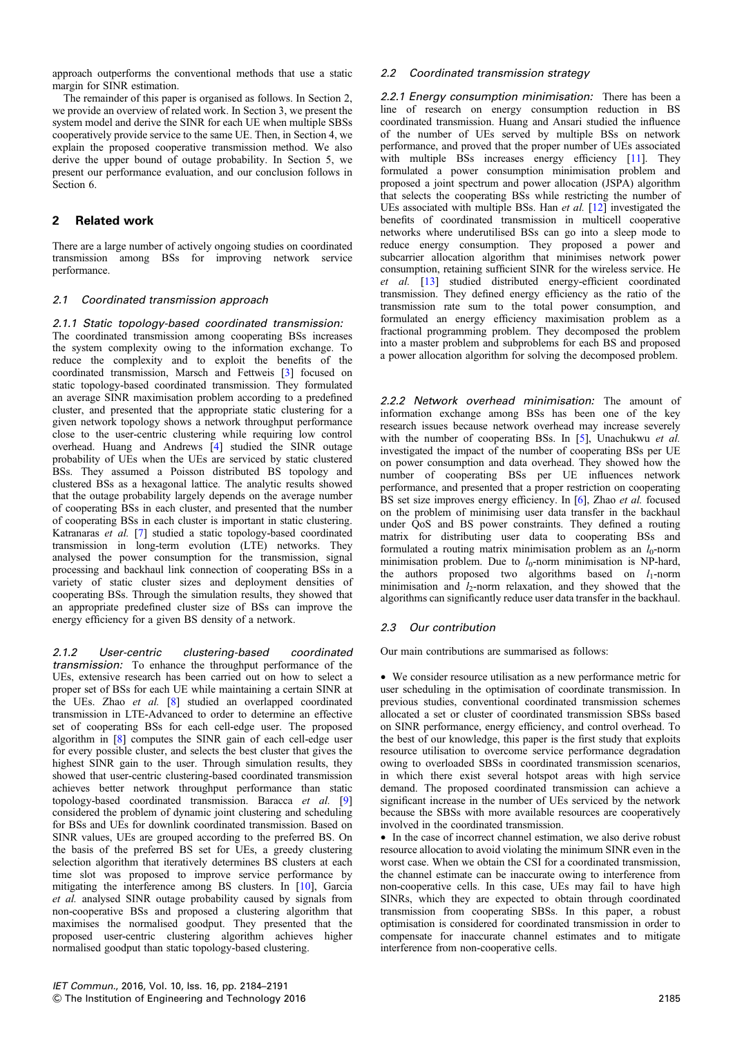approach outperforms the conventional methods that use a static margin for SINR estimation.

The remainder of this paper is organised as follows. In Section 2, we provide an overview of related work. In Section 3, we present the system model and derive the SINR for each UE when multiple SBSs cooperatively provide service to the same UE. Then, in Section 4, we explain the proposed cooperative transmission method. We also derive the upper bound of outage probability. In Section 5, we present our performance evaluation, and our conclusion follows in Section 6.

## 2 Related work

There are a large number of actively ongoing studies on coordinated transmission among BSs for improving network service performance.

### 2.1 Coordinated transmission approach

*2.1.1 Static topology-based coordinated transmission:* The coordinated transmission among cooperating BSs increases the system complexity owing to the information exchange. To reduce the complexity and to exploit the benefits of the coordinated transmission, Marsch and Fettweis [3] focused on static topology-based coordinated transmission. They formulated an average SINR maximisation problem according to a predefined cluster, and presented that the appropriate static clustering for a given network topology shows a network throughput performance close to the user-centric clustering while requiring low control overhead. Huang and Andrews [4] studied the SINR outage probability of UEs when the UEs are serviced by static clustered BSs. They assumed a Poisson distributed BS topology and clustered BSs as a hexagonal lattice. The analytic results showed that the outage probability largely depends on the average number of cooperating BSs in each cluster, and presented that the number of cooperating BSs in each cluster is important in static clustering. Katranaras *et al.* [7] studied a static topology-based coordinated transmission in long-term evolution (LTE) networks. They analysed the power consumption for the transmission, signal processing and backhaul link connection of cooperating BSs in a variety of static cluster sizes and deployment densities of cooperating BSs. Through the simulation results, they showed that an appropriate predefined cluster size of BSs can improve the energy efficiency for a given BS density of a network.

*2.1.2 User-centric clustering-based coordinated transmission:* To enhance the throughput performance of the UEs, extensive research has been carried out on how to select a proper set of BSs for each UE while maintaining a certain SINR at the UEs. Zhao *et al.* [8] studied an overlapped coordinated transmission in LTE-Advanced to order to determine an effective set of cooperating BSs for each cell-edge user. The proposed algorithm in [8] computes the SINR gain of each cell-edge user for every possible cluster, and selects the best cluster that gives the highest SINR gain to the user. Through simulation results, they showed that user-centric clustering-based coordinated transmission achieves better network throughput performance than static topology-based coordinated transmission. Baracca *et al.* [9] considered the problem of dynamic joint clustering and scheduling for BSs and UEs for downlink coordinated transmission. Based on SINR values, UEs are grouped according to the preferred BS. On the basis of the preferred BS set for UEs, a greedy clustering selection algorithm that iteratively determines BS clusters at each time slot was proposed to improve service performance by mitigating the interference among BS clusters. In [10], Garcia *et al.* analysed SINR outage probability caused by signals from non-cooperative BSs and proposed a clustering algorithm that maximises the normalised goodput. They presented that the proposed user-centric clustering algorithm achieves higher normalised goodput than static topology-based clustering.

### 2.2 Coordinated transmission strategy

*2.2.1 Energy consumption minimisation:* There has been a line of research on energy consumption reduction in BS coordinated transmission. Huang and Ansari studied the influence of the number of UEs served by multiple BSs on network performance, and proved that the proper number of UEs associated with multiple BSs increases energy efficiency [11]. They formulated a power consumption minimisation problem and proposed a joint spectrum and power allocation (JSPA) algorithm that selects the cooperating BSs while restricting the number of UEs associated with multiple BSs. Han *et al.* [12] investigated the benefits of coordinated transmission in multicell cooperative networks where underutilised BSs can go into a sleep mode to reduce energy consumption. They proposed a power and subcarrier allocation algorithm that minimises network power consumption, retaining sufficient SINR for the wireless service. He *et al.* [13] studied distributed energy-efficient coordinated transmission. They defined energy efficiency as the ratio of the transmission rate sum to the total power consumption, and formulated an energy efficiency maximisation problem as a fractional programming problem. They decomposed the problem into a master problem and subproblems for each BS and proposed a power allocation algorithm for solving the decomposed problem.

*2.2.2 Network overhead minimisation:* The amount of information exchange among BSs has been one of the key research issues because network overhead may increase severely with the number of cooperating BSs. In [5], Unachukwu *et al.* investigated the impact of the number of cooperating BSs per UE on power consumption and data overhead. They showed how the number of cooperating BSs per UE influences network performance, and presented that a proper restriction on cooperating BS set size improves energy efficiency. In [6], Zhao *et al.* focused on the problem of minimising user data transfer in the backhaul under QoS and BS power constraints. They defined a routing matrix for distributing user data to cooperating BSs and formulated a routing matrix minimisation problem as an $l_0$-norm minimisation problem. Due to $l_0$-norm minimisation is NP-hard, the authors proposed two algorithms based on $l_1$-norm minimisation and $l_2$-norm relaxation, and they showed that the algorithms can significantly reduce user data transfer in the backhaul.

### 2.3 Our contribution

Our main contributions are summarised as follows:

- We consider resource utilisation as a new performance metric for user scheduling in the optimisation of coordinate transmission. In previous studies, conventional coordinated transmission schemes allocated a set or cluster of coordinated transmission SBSs based on SINR performance, energy efficiency, and control overhead. To the best of our knowledge, this paper is the first study that exploits resource utilisation to overcome service performance degradation owing to overloaded SBSs in coordinated transmission scenarios, in which there exist several hotspot areas with high service demand. The proposed coordinated transmission can achieve a significant increase in the number of UEs serviced by the network because the SBSs with more available resources are cooperatively involved in the coordinated transmission.
- In the case of incorrect channel estimation, we also derive robust resource allocation to avoid violating the minimum SINR even in the worst case. When we obtain the CSI for a coordinated transmission, the channel estimate can be inaccurate owing to interference from non-cooperative cells. In this case, UEs may fail to have high SINRs, which they are expected to obtain through coordinated transmission from cooperating SBSs. In this paper, a robust optimisation is considered for coordinated transmission in order to compensate for inaccurate channel estimates and to mitigate interference from non-cooperative cells.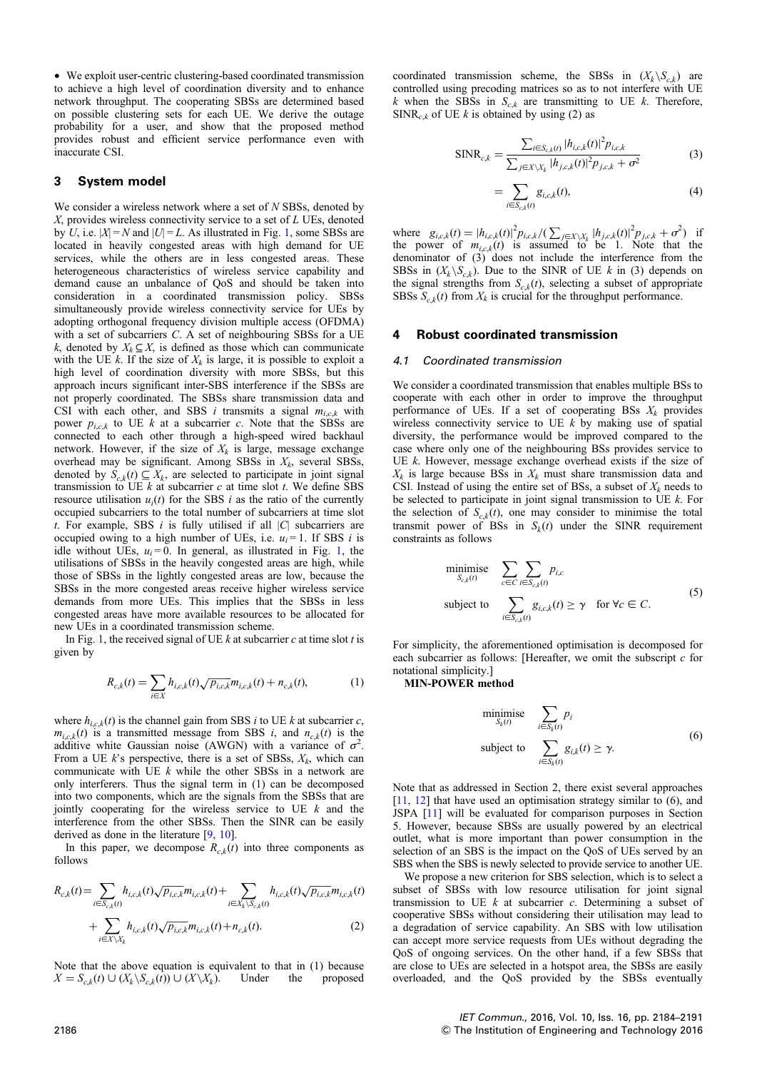• We exploit user-centric clustering-based coordinated transmission to achieve a high level of coordination diversity and to enhance network throughput. The cooperating SBSs are determined based on possible clustering sets for each UE. We derive the outage probability for a user, and show that the proposed method provides robust and efficient service performance even with inaccurate CSI.

## 3 System model

We consider a wireless network where a set of $N$ SBSs, denoted by $X$, provides wireless connectivity service to a set of $L$ UEs, denoted by $U$, i.e. $|X| = N$ and $|U| = L$. As illustrated in Fig. 1, some SBSs are located in heavily congested areas with high demand for UE services, while the others are in less congested areas. These heterogeneous characteristics of wireless service capability and demand cause an unbalance of QoS and should be taken into consideration in a coordinated transmission policy. SBSs simultaneously provide wireless connectivity service for UEs by adopting orthogonal frequency division multiple access (OFDMA) with a set of subcarriers $C$. A set of neighbouring SBSs for a UE $k$, denoted by $X_k \subseteq X$, is defined as those which can communicate with the UE $k$. If the size of $X_k$ is large, it is possible to exploit a high level of coordination diversity with more SBSs, but this approach incurs significant inter-SBS interference if the SBSs are not properly coordinated. The SBSs share transmission data and CSI with each other, and SBS $i$ transmits a signal $m_{i,c,k}$ with power $p_{i,c,k}$ to UE $k$ at a subcarrier $c$. Note that the SBSs are connected to each other through a high-speed wired backhaul network. However, if the size of $X_k$ is large, message exchange overhead may be significant. Among SBSs in $X_k$, several SBSs, denoted by $S_{c,k}(t) \subseteq X_k$, are selected to participate in joint signal transmission to UE $k$ at subcarrier $c$ at time slot $t$. We define SBS resource utilisation $u_i(t)$ for the SBS $i$ as the ratio of the currently occupied subcarriers to the total number of subcarriers at time slot $t$. For example, SBS $i$ is fully utilised if all $|C|$ subcarriers are occupied owing to a high number of UEs, i.e. $u_i = 1$. If SBS $i$ is idle without UEs, $u_i = 0$. In general, as illustrated in Fig. 1, the utilisations of SBSs in the heavily congested areas are high, while those of SBSs in the lightly congested areas are low, because the SBSs in the more congested areas receive higher wireless service demands from more UEs. This implies that the SBSs in less congested areas have more available resources to be allocated for new UEs in a coordinated transmission scheme.

In Fig. 1, the received signal of UE $k$ at subcarrier $c$ at time slot $t$ is given by

$$R_{c,k}(t) = \sum_{i \in X} h_{i,c,k}(t)\sqrt{p_{i,c,k}}m_{i,c,k}(t) + n_{c,k}(t), \tag{1}$$

where $h_{i,c,k}(t)$ is the channel gain from SBS $i$ to UE $k$ at subcarrier $c$, $m_{i,c,k}(t)$ is a transmitted message from SBS $i$, and $n_{c,k}(t)$ is the additive white Gaussian noise (AWGN) with a variance of $\sigma^2$. From a UE $k$'s perspective, there is a set of SBSs, $X_k$, which can communicate with UE $k$ while the other SBSs in a network are only interferers. Thus the signal term in (1) can be decomposed into two components, which are the signals from the SBSs that are jointly cooperating for the wireless service to UE $k$ and the interference from the other SBSs. Then the SINR can be easily derived as done in the literature [9, 10].

In this paper, we decompose $R_{c,k}(t)$ into three components as follows

$$\begin{aligned} R_{c,k}(t) = & \sum_{i \in S_{c,k}(t)} h_{i,c,k}(t)\sqrt{p_{i,c,k}}m_{i,c,k}(t) + \sum_{i \in X_k \setminus S_{c,k}(t)} h_{i,c,k}(t)\sqrt{p_{i,c,k}}m_{i,c,k}(t) \\ & + \sum_{i \in X \setminus X_k} h_{i,c,k}(t)\sqrt{p_{i,c,k}}m_{i,c,k}(t) + n_{c,k}(t). \end{aligned} \tag{2}$$

Note that the above equation is equivalent to that in (1) because $X = S_{c,k}(t) \cup (X_k \setminus S_{c,k}(t)) \cup (X \setminus X_k)$. Under the proposed coordinated transmission scheme, the SBSs in $(X_k \setminus S_{c,k})$ are controlled using precoding matrices so as to not interfere with UE $k$ when the SBSs in $S_{c,k}$ are transmitting to UE $k$. Therefore, $\text{SINR}_{c,k}$ of UE $k$ is obtained by using (2) as

$$\text{SINR}_{c,k} = \frac{\sum_{i \in S_{c,k}(t)} |h_{i,c,k}(t)|^2 p_{i,c,k}}{\sum_{j \in X \setminus X_k} |h_{j,c,k}(t)|^2 p_{j,c,k} + \sigma^2} \tag{3}$$

$$= \sum_{i \in S_{c,k}(t)} g_{i,c,k}(t), \tag{4}$$

where $g_{i,c,k}(t) = |h_{i,c,k}(t)|^2 p_{i,c,k} / (\sum_{j \in X \setminus X_k} |h_{j,c,k}(t)|^2 p_{j,c,k} + \sigma^2)$ if the power of $m_{i,c,k}(t)$ is assumed to be 1. Note that the denominator of (3) does not include the interference from the SBSs in $(X_k \setminus S_{c,k})$. Due to the SINR of UE $k$ in (3) depends on the signal strengths from $S_{c,k}(t)$, selecting a subset of appropriate SBSs $S_{c,k}(t)$ from $X_k$ is crucial for the throughput performance.

## 4 Robust coordinated transmission

### 4.1 Coordinated transmission

We consider a coordinated transmission that enables multiple BSs to cooperate with each other in order to improve the throughput performance of UEs. If a set of cooperating BSs $X_k$ provides wireless connectivity service to UE $k$ by making use of spatial diversity, the performance would be improved compared to the case where only one of the neighbouring BSs provides service to UE $k$. However, message exchange overhead exists if the size of $X_k$ is large because BSs in $X_k$ must share transmission data and CSI. Instead of using the entire set of BSs, a subset of $X_k$ needs to be selected to participate in joint signal transmission to UE $k$. For the selection of $S_{c,k}(t)$, one may consider to minimise the total transmit power of BSs in $S_k(t)$ under the SINR requirement constraints as follows

$$\begin{aligned} \underset{S_{c,k}(t)}{\text{minimise}} \quad & \sum_{c \in C} \sum_{i \in S_{c,k}(t)} p_{i,c} \\ \text{subject to} \quad & \sum_{i \in S_{c,k}(t)} g_{i,c,k}(t) \geq \gamma \quad \text{for } \forall c \in C. \end{aligned} \tag{5}$$

For simplicity, the aforementioned optimisation is decomposed for each subcarrier as follows: [Hereafter, we omit the subscript $c$ for notational simplicity.]

**MIN-POWER method**

$$\begin{aligned} \underset{S_k(t)}{\text{minimise}} \quad & \sum_{i \in S_k(t)} p_i \\ \text{subject to} \quad & \sum_{i \in S_k(t)} g_{i,k}(t) \geq \gamma. \end{aligned} \tag{6}$$

Note that as addressed in Section 2, there exist several approaches [11, 12] that have used an optimisation strategy similar to (6), and JSPA [11] will be evaluated for comparison purposes in Section 5. However, because SBSs are usually powered by an electrical outlet, what is more important than power consumption in the selection of an SBS is the impact on the QoS of UEs served by an SBS when the SBS is newly selected to provide service to another UE.

We propose a new criterion for SBS selection, which is to select a subset of SBSs with low resource utilisation for joint signal transmission to UE $k$ at subcarrier $c$. Determining a subset of cooperative SBSs without considering their utilisation may lead to a degradation of service capability. An SBS with low utilisation can accept more service requests from UEs without degrading the QoS of ongoing services. On the other hand, if a few SBSs that are close to UEs are selected in a hotspot area, the SBSs are easily overloaded, and the QoS provided by the SBSs eventually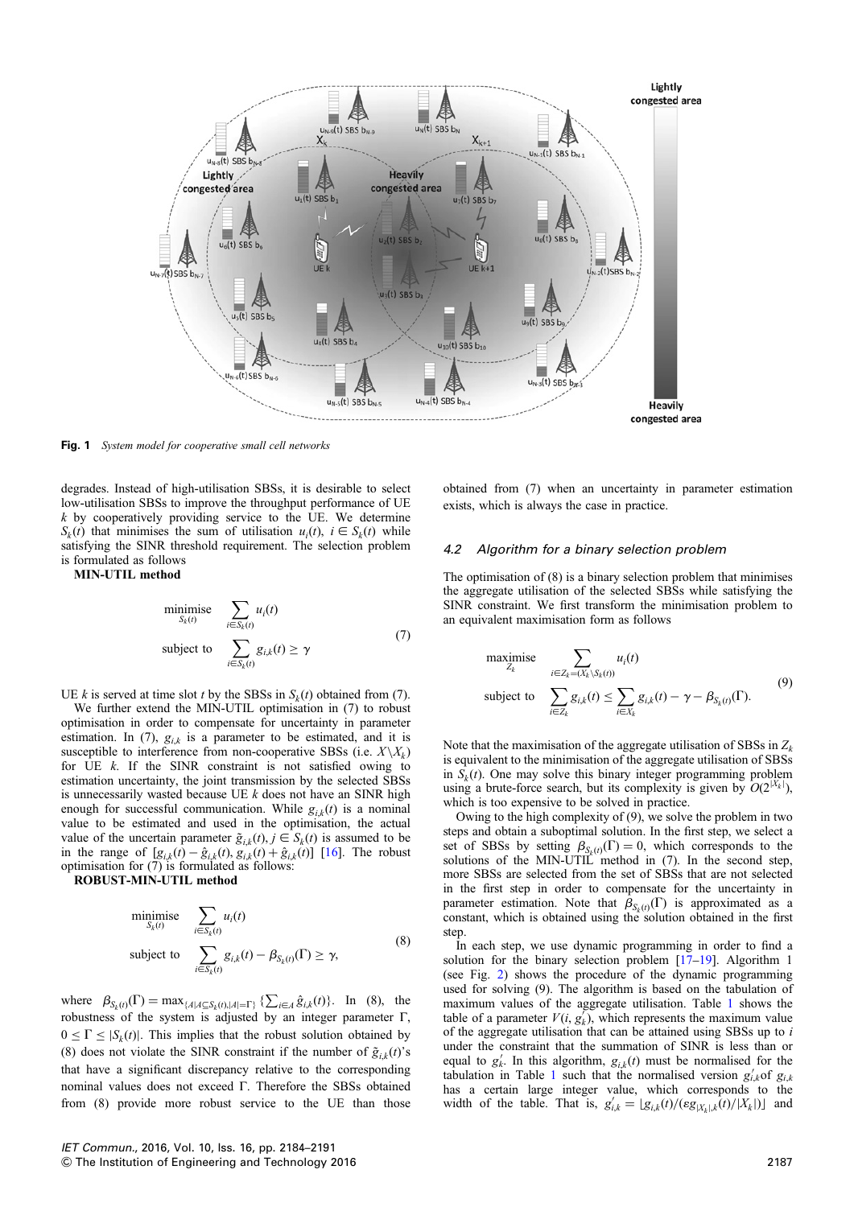**Fig. 1** *System model for cooperative small cell networks*

degrades. Instead of high-utilisation SBSs, it is desirable to select low-utilisation SBSs to improve the throughput performance of UE $k$ by cooperatively providing service to the UE. We determine $S_k(t)$ that minimises the sum of utilisation $u_i(t)$, $i \in S_k(t)$ while satisfying the SINR threshold requirement. The selection problem is formulated as follows

**MIN-UTIL method**

$$\begin{aligned} \underset{S_k(t)}{\text{minimise}} \quad & \sum_{i \in S_k(t)} u_i(t) \\ \text{subject to} \quad & \sum_{i \in S_k(t)} g_{i,k}(t) \geq \gamma \end{aligned} \tag{7}$$

UE $k$ is served at time slot $t$ by the SBSs in $S_k(t)$ obtained from (7).

We further extend the MIN-UTIL optimisation in (7) to robust optimisation in order to compensate for uncertainty in parameter estimation. In (7), $g_{i,k}$ is a parameter to be estimated, and it is susceptible to interference from non-cooperative SBSs (i.e. $X \backslash X_k$) for UE $k$. If the SINR constraint is not satisfied owing to estimation uncertainty, the joint transmission by the selected SBSs is unnecessarily wasted because UE $k$ does not have an SINR high enough for successful communication. While $g_{i,k}(t)$ is a nominal value to be estimated and used in the optimisation, the actual value of the uncertain parameter $\tilde{g}_{i,k}(t), j \in S_k(t)$ is assumed to be in the range of $[g_{i,k}(t) - \hat{g}_{i,k}(t), g_{i,k}(t) + \hat{g}_{i,k}(t)]$ [16]. The robust optimisation for (7) is formulated as follows:

**ROBUST-MIN-UTIL method**

$$\begin{aligned} \underset{S_k(t)}{\text{minimise}} \quad & \sum_{i \in S_k(t)} u_i(t) \\ \text{subject to} \quad & \sum_{i \in S_k(t)} g_{i,k}(t) - \beta_{S_k(t)}(\Gamma) \geq \gamma, \end{aligned} \tag{8}$$

where $\beta_{S_k(t)}(\Gamma) = \max_{\{A | A \subseteq S_k(t), |A| = \Gamma\}} \{\sum_{i \in A} \hat{g}_{i,k}(t)\}$. In (8), the robustness of the system is adjusted by an integer parameter $\Gamma$, $0 \leq \Gamma \leq |S_k(t)|$. This implies that the robust solution obtained by (8) does not violate the SINR constraint if the number of $\tilde{g}_{i,k}(t)$'s that have a significant discrepancy relative to the corresponding nominal values does not exceed $\Gamma$. Therefore the SBSs obtained from (8) provide more robust service to the UE than those obtained from (7) when an uncertainty in parameter estimation exists, which is always the case in practice.

### *4.2 Algorithm for a binary selection problem*

The optimisation of (8) is a binary selection problem that minimises the aggregate utilisation of the selected SBSs while satisfying the SINR constraint. We first transform the minimisation problem to an equivalent maximisation form as follows

$$\begin{aligned} \underset{Z_k}{\text{maximise}} \quad & \sum_{i \in Z_k = (X_k \backslash S_k(t))} u_i(t) \\ \text{subject to} \quad & \sum_{i \in Z_k} g_{i,k}(t) \leq \sum_{i \in X_k} g_{i,k}(t) - \gamma - \beta_{S_k(t)}(\Gamma). \end{aligned} \tag{9}$$

Note that the maximisation of the aggregate utilisation of SBSs in $Z_k$ is equivalent to the minimisation of the aggregate utilisation of SBSs in $S_k(t)$. One may solve this binary integer programming problem using a brute-force search, but its complexity is given by $O(2^{|X_k|})$, which is too expensive to be solved in practice.

Owing to the high complexity of (9), we solve the problem in two steps and obtain a suboptimal solution. In the first step, we select a set of SBSs by setting $\beta_{S_k(t)}(\Gamma) = 0$, which corresponds to the solutions of the MIN-UTIL method in (7). In the second step, more SBSs are selected from the set of SBSs that are not selected in the first step in order to compensate for the uncertainty in parameter estimation. Note that $\beta_{S_k(t)}(\Gamma)$ is approximated as a constant, which is obtained using the solution obtained in the first step.

In each step, we use dynamic programming in order to find a solution for the binary selection problem [17–19]. Algorithm 1 (see Fig. 2) shows the procedure of the dynamic programming used for solving (9). The algorithm is based on the tabulation of maximum values of the aggregate utilisation. Table 1 shows the table of a parameter $V(i, g_k^{'})$, which represents the maximum value of the aggregate utilisation that can be attained using SBSs up to $i$ under the constraint that the summation of SINR is less than or equal to $g_k^{'}$. In this algorithm, $g_{i,k}(t)$ must be normalised for the tabulation in Table 1 such that the normalised version $g_{i,k}^{'}$ of $g_{i,k}$ has a certain large integer value, which corresponds to the width of the table. That is, $g_{i,k}^{'} = \lfloor g_{i,k}(t) / (\varepsilon g_{|X_k|,k}(t) / |X_k|) \rfloor$ and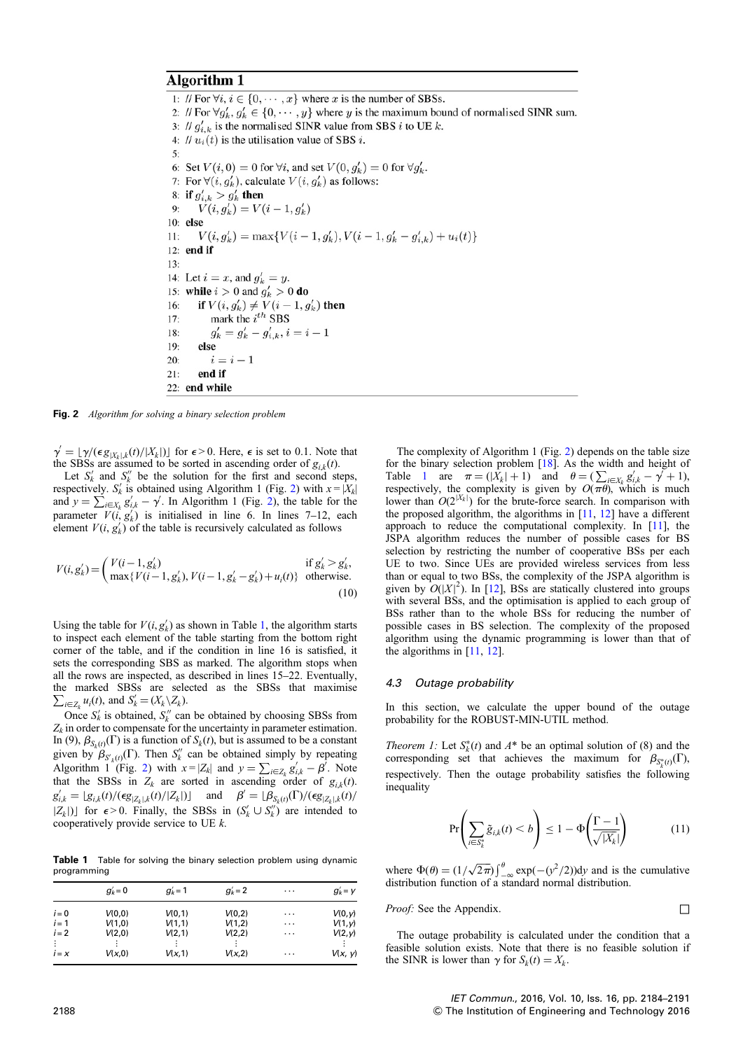## Algorithm 1

```
1:  // For ∀i, i ∈ {0, ···, x} where x is the number of SBSs.
2:  // For ∀g'_k, g'_k ∈ {0, ···, y} where y is the maximum bound of normalised SINR sum.
3:  // g'_{i,k} is the normalised SINR value from SBS i to UE k.
4:  // u_i(t) is the utilisation value of SBS i.
5:
6:  Set V(i, 0) = 0 for ∀i, and set V(0, g'_k) = 0 for ∀g'_k.
7:  For ∀(i, g'_k), calculate V(i, g'_k) as follows:
8:  if g'_{i,k} > g'_k then
9:      V(i, g'_k) = V(i − 1, g'_k)
10: else
11:     V(i, g'_k) = max{V(i − 1, g'_k), V(i − 1, g'_k − g'_{i,k}) + u_i(t)}
12: end if
13:
14: Let i = x, and g'_k = y.
15: while i > 0 and g'_k > 0 do
16:     if V(i, g'_k) ≠ V(i − 1, g'_k) then
17:         mark the i^th SBS
18:         g'_k = g'_k − g'_{i,k}, i = i − 1
19:     else
20:         i = i − 1
21:     end if
22: end while
```

**Fig. 2** *Algorithm for solving a binary selection problem*

$\gamma' = \lfloor \gamma/(\epsilon g_{|X_k|,k}(t)/|X_k|) \rfloor$ for $\epsilon > 0$. Here, $\epsilon$ is set to 0.1. Note that the SBSs are assumed to be sorted in ascending order of $g_{i,k}(t)$.

Let $S'_k$ and $S''_k$ be the solution for the first and second steps, respectively. $S'_k$ is obtained using Algorithm 1 (Fig. 2) with $x = |X_k|$ and $y = \sum_{i \in X_k} g'_{i,k} - \gamma'$. In Algorithm 1 (Fig. 2), the table for the parameter $V(i, g'_k)$ is initialised in line 6. In lines 7–12, each element $V(i, g'_k)$ of the table is recursively calculated as follows

$$V(i, g'_k) = \begin{cases} V(i-1, g'_k) & \text{if } g'_k > g'_k, \\ \max\{V(i-1, g'_k), V(i-1, g'_k - g'_k) + u_i(t)\} & \text{otherwise.} \end{cases} \tag{10}$$

Using the table for $V(i, g'_k)$ as shown in Table 1, the algorithm starts to inspect each element of the table starting from the bottom right corner of the table, and if the condition in line 16 is satisfied, it sets the corresponding SBS as marked. The algorithm stops when all the rows are inspected, as described in lines 15–22. Eventually, the marked SBSs are selected as the SBSs that maximise $\sum_{i \in Z_k} u_i(t)$, and $S'_k = (X_k \backslash Z_k)$.

Once $S'_k$ is obtained, $S''_k$ can be obtained by choosing SBSs from $Z_k$ in order to compensate for the uncertainty in parameter estimation. In (9), $\beta_{S_k(t)}(\Gamma)$ is a function of $S_k(t)$, but is assumed to be a constant given by $\beta_{S'_k(t)}(\Gamma)$. Then $S''_k$ can be obtained simply by repeating Algorithm 1 (Fig. 2) with $x = |Z_k|$ and $y = \sum_{i \in Z_k} g'_{i,k} - \beta'$. Note that the SBSs in $Z_k$ are sorted in ascending order of $g_{i,k}(t)$. $g'_{i,k} = \lfloor g_{i,k}(t)/(\epsilon g_{|Z_k|,k}(t)/|Z_k|) \rfloor$ and $\beta' = \lfloor \beta_{S_k(t)}(\Gamma)/(\epsilon g_{|Z_k|,k}(t)/|Z_k|) \rfloor$ for $\epsilon > 0$. Finally, the SBSs in $(S'_k \cup S''_k)$ are intended to cooperatively provide service to UE $k$.

**Table 1** Table for solving the binary selection problem using dynamic programming

| | $g'_k = 0$ | $g'_k = 1$ | $g'_k = 2$ | $\cdots$ | $g'_k = y$ |
|---|---|---|---|---|---|
| $i = 0$ | $V(0,0)$ | $V(0,1)$ | $V(0,2)$ | $\cdots$ | $V(0,y)$ |
| $i = 1$ | $V(1,0)$ | $V(1,1)$ | $V(1,2)$ | $\cdots$ | $V(1,y)$ |
| $i = 2$ | $V(2,0)$ | $V(2,1)$ | $V(2,2)$ | $\cdots$ | $V(2,y)$ |
| $\vdots$ | $\vdots$ | $\vdots$ | $\vdots$ | | $\vdots$ |
| $i = x$ | $V(x,0)$ | $V(x,1)$ | $V(x,2)$ | $\cdots$ | $V(x, y)$ |

The complexity of Algorithm 1 (Fig. 2) depends on the table size for the binary selection problem [18]. As the width and height of Table 1 are $\pi = (|X_k| + 1)$ and $\theta = (\sum_{i \in X_k} g'_{i,k} - \gamma' + 1)$, respectively, the complexity is given by $O(\pi\theta)$, which is much lower than $O(2^{|X_k|})$ for the brute-force search. In comparison with the proposed algorithm, the algorithms in [11, 12] have a different approach to reduce the computational complexity. In [11], the JSPA algorithm reduces the number of possible cases for BS selection by restricting the number of cooperative BSs per each UE to two. Since UEs are provided wireless services from less than or equal to two BSs, the complexity of the JSPA algorithm is given by $O(|X|^2)$. In [12], BSs are statically clustered into groups with several BSs, and the optimisation is applied to each group of BSs rather than to the whole BSs for reducing the number of possible cases in BS selection. The complexity of the proposed algorithm using the dynamic programming is lower than that of the algorithms in [11, 12].

### 4.3 Outage probability

In this section, we calculate the upper bound of the outage probability for the ROBUST-MIN-UTIL method.

*Theorem 1:* Let $S^*_k(t)$ and $A^*$ be an optimal solution of (8) and the corresponding set that achieves the maximum for $\beta_{S^*_k(t)}(\Gamma)$, respectively. Then the outage probability satisfies the following inequality

$$\Pr\left(\sum_{i \in S^*_k} \tilde{g}_{i,k}(t) < b\right) \le 1 - \Phi\left(\frac{\Gamma - 1}{\sqrt{|X_k|}}\right) \tag{11}$$

where $\Phi(\theta) = (1/\sqrt{2\pi}) \int_{-\infty}^{\theta} \exp(-(y^2/2)) dy$ and is the cumulative distribution function of a standard normal distribution.

*Proof:* See the Appendix. □

The outage probability is calculated under the condition that a feasible solution exists. Note that there is no feasible solution if the SINR is lower than $\gamma$ for $S_k(t) = X_k$.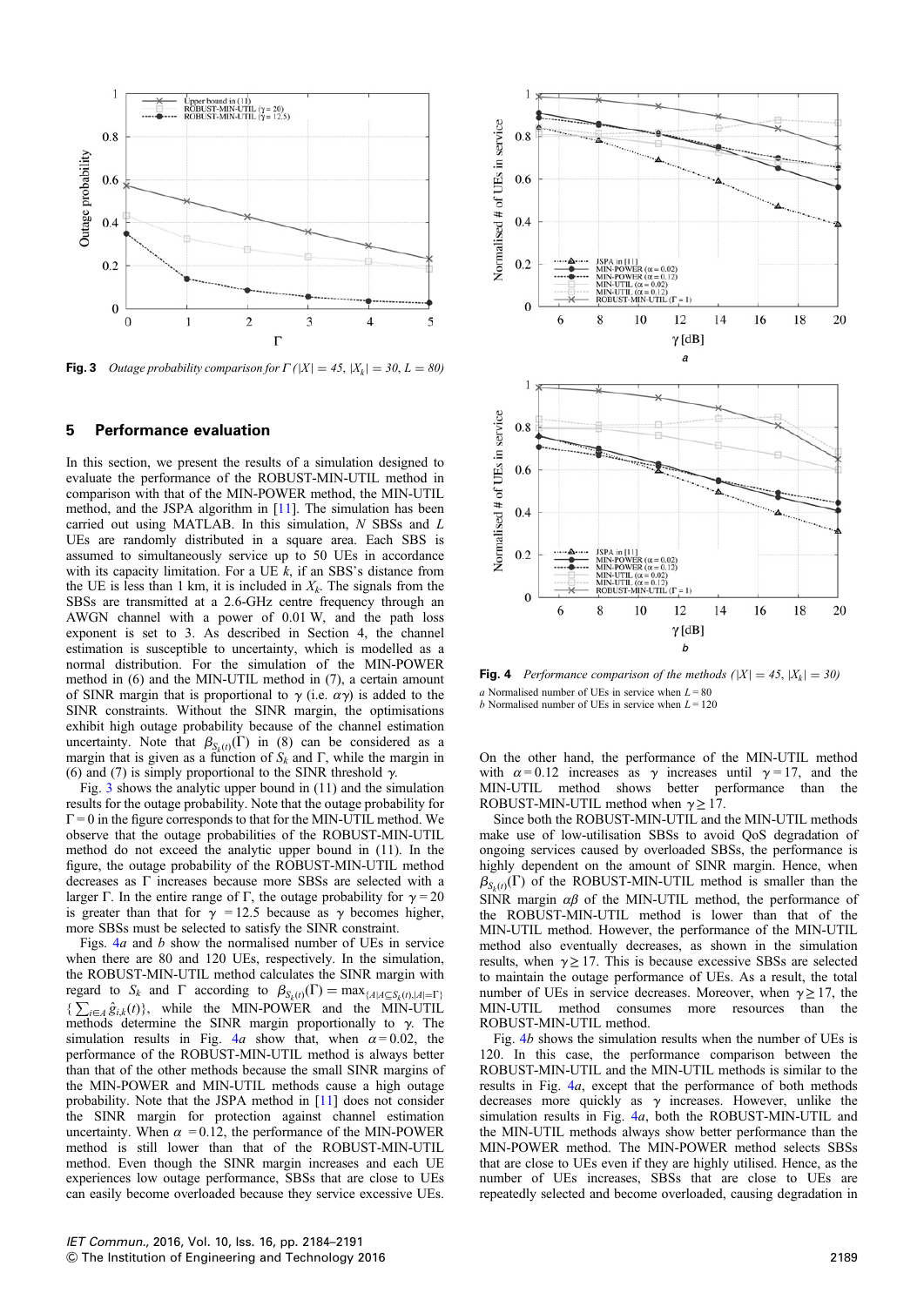**Fig. 3** *Outage probability comparison for Γ ($|X| = 45$, $|X_k| = 30$, $L = 80$)*

**Fig. 4** *Performance comparison of the methods ($|X| = 45$, $|X_k| = 30$)*
*a* Normalised number of UEs in service when $L = 80$
*b* Normalised number of UEs in service when $L = 120$

## 5 Performance evaluation

In this section, we present the results of a simulation designed to evaluate the performance of the ROBUST-MIN-UTIL method in comparison with that of the MIN-POWER method, the MIN-UTIL method, and the JSPA algorithm in [11]. The simulation has been carried out using MATLAB. In this simulation, $N$ SBSs and $L$ UEs are randomly distributed in a square area. Each SBS is assumed to simultaneously service up to 50 UEs in accordance with its capacity limitation. For a UE $k$, if an SBS's distance from the UE is less than 1 km, it is included in $X_k$. The signals from the SBSs are transmitted at a 2.6-GHz centre frequency through an AWGN channel with a power of 0.01 W, and the path loss exponent is set to 3. As described in Section 4, the channel estimation is susceptible to uncertainty, which is modelled as a normal distribution. For the simulation of the MIN-POWER method in (6) and the MIN-UTIL method in (7), a certain amount of SINR margin that is proportional to $\gamma$ (i.e. $\alpha\gamma$) is added to the SINR constraints. Without the SINR margin, the optimisations exhibit high outage probability because of the channel estimation uncertainty. Note that $\beta_{S_k(t)}(\Gamma)$ in (8) can be considered as a margin that is given as a function of $S_k$ and $\Gamma$, while the margin in (6) and (7) is simply proportional to the SINR threshold $\gamma$.

Fig. 3 shows the analytic upper bound in (11) and the simulation results for the outage probability. Note that the outage probability for $\Gamma = 0$ in the figure corresponds to that for the MIN-UTIL method. We observe that the outage probabilities of the ROBUST-MIN-UTIL method do not exceed the analytic upper bound in (11). In the figure, the outage probability of the ROBUST-MIN-UTIL method decreases as $\Gamma$ increases because more SBSs are selected with a larger $\Gamma$. In the entire range of $\Gamma$, the outage probability for $\gamma = 20$ is greater than that for $\gamma = 12.5$ because as $\gamma$ becomes higher, more SBSs must be selected to satisfy the SINR constraint.

Figs. 4*a* and *b* show the normalised number of UEs in service when there are 80 and 120 UEs, respectively. In the simulation, the ROBUST-MIN-UTIL method calculates the SINR margin with regard to $S_k$ and $\Gamma$ according to $\beta_{S_k(t)}(\Gamma) = \max_{\{A|A \subseteq S_k(t), |A| = \Gamma\}} \{\sum_{i \in A} \hat{g}_{i,k}(t)\}$, while the MIN-POWER and the MIN-UTIL methods determine the SINR margin proportionally to $\gamma$. The simulation results in Fig. 4*a* show that, when $\alpha = 0.02$, the performance of the ROBUST-MIN-UTIL method is always better than that of the other methods because the small SINR margins of the MIN-POWER and MIN-UTIL methods cause a high outage probability. Note that the JSPA method in [11] does not consider the SINR margin for protection against channel estimation uncertainty. When $\alpha = 0.12$, the performance of the MIN-POWER method is still lower than that of the ROBUST-MIN-UTIL method. Even though the SINR margin increases and each UE experiences low outage performance, SBSs that are close to UEs can easily become overloaded because they service excessive UEs. On the other hand, the performance of the MIN-UTIL method with $\alpha = 0.12$ increases as $\gamma$ increases until $\gamma = 17$, and the MIN-UTIL method shows better performance than the ROBUST-MIN-UTIL method when $\gamma \geq 17$.

Since both the ROBUST-MIN-UTIL and the MIN-UTIL methods make use of low-utilisation SBSs to avoid QoS degradation of ongoing services caused by overloaded SBSs, the performance is highly dependent on the amount of SINR margin. Hence, when $\beta_{S_k(t)}(\Gamma)$ of the ROBUST-MIN-UTIL method is smaller than the SINR margin $\alpha\beta$ of the MIN-UTIL method, the performance of the ROBUST-MIN-UTIL method is lower than that of the MIN-UTIL method. However, the performance of the MIN-UTIL method also eventually decreases, as shown in the simulation results, when $\gamma \geq 17$. This is because excessive SBSs are selected to maintain the outage performance of UEs. As a result, the total number of UEs in service decreases. Moreover, when $\gamma \geq 17$, the MIN-UTIL method consumes more resources than the ROBUST-MIN-UTIL method.

Fig. 4*b* shows the simulation results when the number of UEs is 120. In this case, the performance comparison between the ROBUST-MIN-UTIL and the MIN-UTIL methods is similar to the results in Fig. 4*a*, except that the performance of both methods decreases more quickly as $\gamma$ increases. However, unlike the simulation results in Fig. 4*a*, both the ROBUST-MIN-UTIL and the MIN-UTIL methods always show better performance than the MIN-POWER method. The MIN-POWER method selects SBSs that are close to UEs even if they are highly utilised. Hence, as the number of UEs increases, SBSs that are close to UEs are repeatedly selected and become overloaded, causing degradation in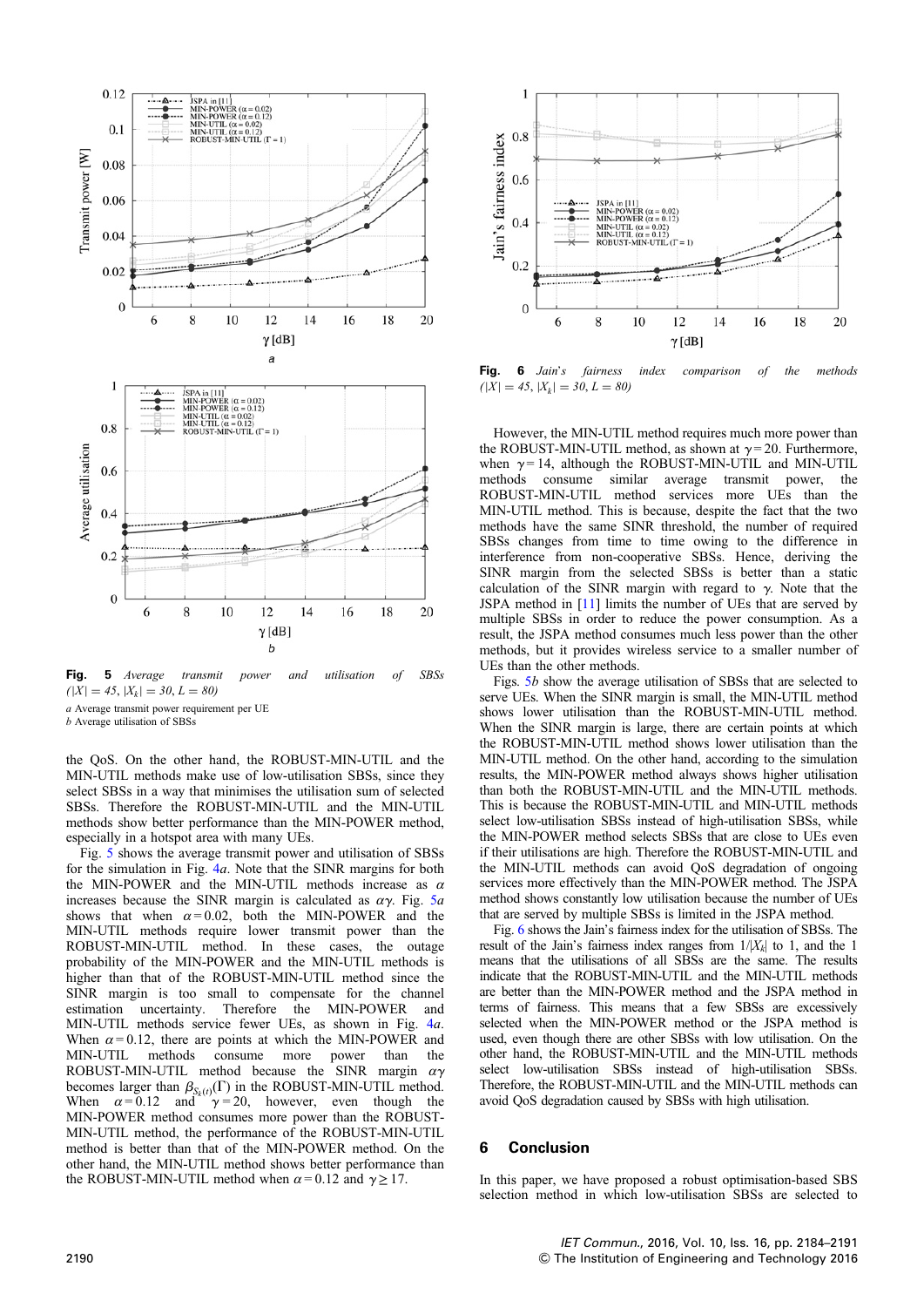0.12
JSPA in [11]
MIN-POWER (α = 0.02)
MIN-POWER (α = 0.12)
MIN-UTIL (α = 0.02)
MIN-UTIL (α = 0.12)
ROBUST-MIN-UTIL (Γ = 1)
0.1
0.08
0.06
0.04
0.02
0
Transmit power [W]
6 8 10 12 14 16 18 20
γ [dB]
*a*

1
JSPA in [11]
MIN-POWER (α = 0.02)
MIN-POWER (α = 0.12)
MIN-UTIL (α = 0.02)
MIN-UTIL (α = 0.12)
ROBUST-MIN-UTIL (Γ = 1)
0.8
0.6
0.4
0.2
0
Average utilisation
6 8 10 12 14 16 18 20
γ [dB]
*b*

**Fig. 5** *Average transmit power and utilisation of SBSs ($|X| = 45$, $|X_k| = 30$, $L = 80$)*

*a* Average transmit power requirement per UE
*b* Average utilisation of SBSs

the QoS. On the other hand, the ROBUST-MIN-UTIL and the MIN-UTIL methods make use of low-utilisation SBSs, since they select SBSs in a way that minimises the utilisation sum of selected SBSs. Therefore the ROBUST-MIN-UTIL and the MIN-UTIL methods show better performance than the MIN-POWER method, especially in a hotspot area with many UEs.

Fig. 5 shows the average transmit power and utilisation of SBSs for the simulation in Fig. 4*a*. Note that the SINR margins for both the MIN-POWER and the MIN-UTIL methods increase as $\alpha$ increases because the SINR margin is calculated as $\alpha\gamma$. Fig. 5*a* shows that when $\alpha = 0.02$, both the MIN-POWER and the MIN-UTIL methods require lower transmit power than the ROBUST-MIN-UTIL method. In these cases, the outage probability of the MIN-POWER and the MIN-UTIL methods is higher than that of the ROBUST-MIN-UTIL method since the SINR margin is too small to compensate for the channel estimation uncertainty. Therefore the MIN-POWER and MIN-UTIL methods service fewer UEs, as shown in Fig. 4*a*. When $\alpha = 0.12$, there are points at which the MIN-POWER and MIN-UTIL methods consume more power than the ROBUST-MIN-UTIL method because the SINR margin $\alpha\gamma$ becomes larger than $\beta_{S_k(t)}(\Gamma)$ in the ROBUST-MIN-UTIL method. When $\alpha = 0.12$ and $\gamma = 20$, however, even though the MIN-POWER method consumes more power than the ROBUST-MIN-UTIL method, the performance of the ROBUST-MIN-UTIL method is better than that of the MIN-POWER method. On the other hand, the MIN-UTIL method shows better performance than the ROBUST-MIN-UTIL method when $\alpha = 0.12$ and $\gamma \geq 17$.

1
0.8
0.6
0.4
0.2
0
Jain's fairness index
JSPA in [11]
MIN-POWER (α = 0.02)
MIN-POWER (α = 0.12)
MIN-UTIL (α = 0.02)
MIN-UTIL (α = 0.12)
ROBUST-MIN-UTIL (Γ = 1)
6 8 10 12 14 16 18 20
γ [dB]

**Fig. 6** *Jain's fairness index comparison of the methods ($|X| = 45$, $|X_k| = 30$, $L = 80$)*

However, the MIN-UTIL method requires much more power than the ROBUST-MIN-UTIL method, as shown at $\gamma = 20$. Furthermore, when $\gamma = 14$, although the ROBUST-MIN-UTIL and MIN-UTIL methods consume similar average transmit power, the ROBUST-MIN-UTIL method services more UEs than the MIN-UTIL method. This is because, despite the fact that the two methods have the same SINR threshold, the number of required SBSs changes from time to time owing to the difference in interference from non-cooperative SBSs. Hence, deriving the SINR margin from the selected SBSs is better than a static calculation of the SINR margin with regard to $\gamma$. Note that the JSPA method in [11] limits the number of UEs that are served by multiple SBSs in order to reduce the power consumption. As a result, the JSPA method consumes much less power than the other methods, but it provides wireless service to a smaller number of UEs than the other methods.

Figs. 5*b* show the average utilisation of SBSs that are selected to serve UEs. When the SINR margin is small, the MIN-UTIL method shows lower utilisation than the ROBUST-MIN-UTIL method. When the SINR margin is large, there are certain points at which the ROBUST-MIN-UTIL method shows lower utilisation than the MIN-UTIL method. On the other hand, according to the simulation results, the MIN-POWER method always shows higher utilisation than both the ROBUST-MIN-UTIL and the MIN-UTIL methods. This is because the ROBUST-MIN-UTIL and MIN-UTIL methods select low-utilisation SBSs instead of high-utilisation SBSs, while the MIN-POWER method selects SBSs that are close to UEs even if their utilisations are high. Therefore the ROBUST-MIN-UTIL and the MIN-UTIL methods can avoid QoS degradation of ongoing services more effectively than the MIN-POWER method. The JSPA method shows constantly low utilisation because the number of UEs that are served by multiple SBSs is limited in the JSPA method.

Fig. 6 shows the Jain's fairness index for the utilisation of SBSs. The result of the Jain's fairness index ranges from $1/|X_k|$ to 1, and the 1 means that the utilisations of all SBSs are the same. The results indicate that the ROBUST-MIN-UTIL and the MIN-UTIL methods are better than the MIN-POWER method and the JSPA method in terms of fairness. This means that a few SBSs are excessively selected when the MIN-POWER method or the JSPA method is used, even though there are other SBSs with low utilisation. On the other hand, the ROBUST-MIN-UTIL and the MIN-UTIL methods select low-utilisation SBSs instead of high-utilisation SBSs. Therefore, the ROBUST-MIN-UTIL and the MIN-UTIL methods can avoid QoS degradation caused by SBSs with high utilisation.

## 6 Conclusion

In this paper, we have proposed a robust optimisation-based SBS selection method in which low-utilisation SBSs are selected to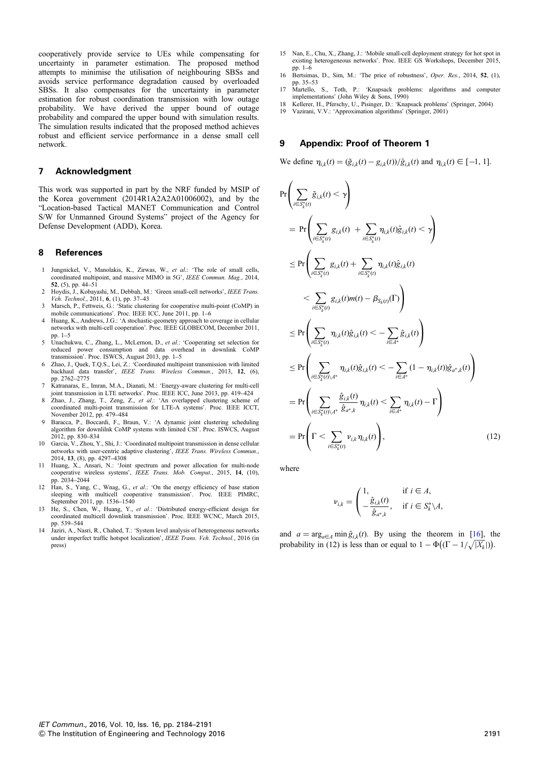cooperatively provide service to UEs while compensating for uncertainty in parameter estimation. The proposed method attempts to minimise the utilisation of neighbouring SBSs and avoids service performance degradation caused by overloaded SBSs. It also compensates for the uncertainty in parameter estimation for robust coordination transmission with low outage probability. We have derived the upper bound of outage probability and compared the upper bound with simulation results. The simulation results indicated that the proposed method achieves robust and efficient service performance in a dense small cell network.

## 7 Acknowledgment

This work was supported in part by the NRF funded by MSIP of the Korea government (2014R1A2A2A01006002), and by the "Location-based Tactical MANET Communication and Control S/W for Unmanned Ground Systems" project of the Agency for Defense Development (ADD), Korea.

## 8 References

1. Jungnickel, V., Manolakis, K., Zirwas, W., *et al.*: 'The role of small cells, coordinated multipoint, and massive MIMO in 5G', *IEEE Commun. Mag.*, 2014, **52**, (5), pp. 44–51
2. Hoydis, J., Kobayashi, M., Debbah, M.: 'Green small-cell networks', *IEEE Trans. Veh. Technol.*, 2011, **6**, (1), pp. 37–43
3. Marsch, P., Fettweis, G.: 'Static clustering for cooperative multi-point (CoMP) in mobile communications'. Proc. IEEE ICC, June 2011, pp. 1–6
4. Huang, K., Andrews, J.G.: 'A stochastic-geometry approach to coverage in cellular networks with multi-cell cooperation'. Proc. IEEE GLOBECOM, December 2011, pp. 1–5
5. Unachukwu, C., Zhang, L., McLernon, D., *et al.*: 'Cooperating set selection for reduced power consumption and data overhead in downlink CoMP transmission'. Proc. ISWCS, August 2013, pp. 1–5
6. Zhao, J., Quek, T.Q.S., Lei, Z.: 'Coordinated multipoint transmission with limited backhaul data transfer', *IEEE Trans. Wireless Commun.*, 2013, **12**, (6), pp. 2762–2775
7. Katranaras, E., Imran, M.A., Dianati, M.: 'Energy-aware clustering for multi-cell joint transmission in LTE networks'. Proc. IEEE ICC, June 2013, pp. 419–424
8. Zhao, J., Zhang, T., Zeng, Z., *et al.*: 'An overlapped clustering scheme of coordinated multi-point transmission for LTE-A systems'. Proc. IEEE ICCT, November 2012, pp. 479–484
9. Baracca, P., Boccardi, F., Braun, V.: 'A dynamic joint clustering scheduling algorithm for downlilnk CoMP systems with limited CSI'. Proc. ISWCS, August 2012, pp. 830–834
10. Garcia, V., Zhou, Y., Shi, J.: 'Coordinated multipoint transmission in dense cellular networks with user-centric adaptive clustering', *IEEE Trans. Wireless Commun.*, 2014, **13**, (8), pp. 4297–4308
11. Huang, X., Ansari, N.: 'Joint spectrum and power allocation for multi-node cooperative wireless systems', *IEEE Trans. Mob. Comput.*, 2015, **14**, (10), pp. 2034–2044
12. Han, S., Yang, C., Wnag, G., *et al.*: 'On the energy efficiency of base station sleeping with multicell cooperative transmission'. Proc. IEEE PIMRC, September 2011, pp. 1536–1540
13. He, S., Chen, W., Huang, Y., *et al.*: 'Distributed energy-efficient design for coordinated multicell downlink transmission'. Proc. IEEE WCNC, March 2015, pp. 539–544
14. Jaziri, A., Nasri, R., Chahed, T.: 'System level analysis of heterogeneous networks under imperfect traffic hotspot localization', *IEEE Trans. Veh. Technol.*, 2016 (in press)
15. Nan, E., Chu, X., Zhang, J.: 'Mobile small-cell deployment strategy for hot spot in existing heterogeneous networks'. Proc. IEEE GS Workshops, December 2015, pp. 1–6
16. Bertsimas, D., Sim, M.: 'The price of robustness', *Oper. Res.*, 2014, **52**, (1), pp. 35–53
17. Martello, S., Toth, P.: 'Knapsack problems: algorithms and computer implementations' (John Wiley & Sons, 1990)
18. Kellerer, H., Pferschy, U., Pisinger, D.: 'Knapsack problems' (Springer, 2004)
19. Vazirani, V.V.: 'Approximation algorithms' (Springer, 2001)

## 9 Appendix: Proof of Theorem 1

We define $\eta_{i,k}(t) = (\tilde{g}_{i,k}(t) - g_{i,k}(t))/\hat{g}_{i,k}(t)$ and $\eta_{i,k}(t) \in [-1, 1]$.

$$
\begin{aligned}
&\Pr\left(\sum_{i\in S_k^*(t)} \tilde{g}_{i,k}(t) < \gamma\right) \\
&= \Pr\left(\sum_{i\in S_k^*(t)} g_{i,k}(t) + \sum_{i\in S_k^*(t)} \eta_{i,k}(t)\hat{g}_{i,k}(t) < \gamma\right) \\
&\le \Pr\left(\sum_{i\in S_k^*(t)} g_{i,k}(t) + \sum_{i\in S_k^*(t)} \eta_{i,k}(t)\hat{g}_{i,k}(t) < \sum_{i\in S_k^*(t)} g_{i,k}(t)m(t) - \beta_{S_k(t)}(\Gamma)\right) \\
&\le \Pr\left(\sum_{i\in S_k^*(t)} \eta_{i,k}(t)\hat{g}_{i,k}(t) < -\sum_{i\in A^*} \hat{g}_{i,k}(t)\right) \\
&\le \Pr\left(\sum_{i\in S_k^*(t)\backslash A^*} \eta_{i,k}(t)\hat{g}_{i,k}(t) < -\sum_{i\in A^*} (1-\eta_{i,k}(t))\hat{g}_{a^*,k}(t)\right) \\
&= \Pr\left(\sum_{i\in S_k^*(t)\backslash A^*} \frac{\hat{g}_{i,k}(t)}{\hat{g}_{a^*,k}} \eta_{i,k}(t) < \sum_{i\in A^*} \eta_{i,k}(t) - \Gamma\right) \\
&= \Pr\left(\Gamma < \sum_{i\in S_k^*(t)} v_{i,k}\eta_{i,k}(t)\right), \qquad (12)
\end{aligned}
$$

where

$$
v_{i,k} = \begin{cases} 1, & \text{if } i \in A, \\ -\dfrac{\hat{g}_{i,k}(t)}{\hat{g}_{a^*,k}}, & \text{if } i \in S_k^*\backslash A, \end{cases}
$$

and $a = \arg_{a\in A} \min \hat{g}_{i,k}(t)$. By using the theorem in [16], the probability in (12) is less than or equal to $1 - \Phi\left((\Gamma - 1/\sqrt{|X_k|}\right)$.